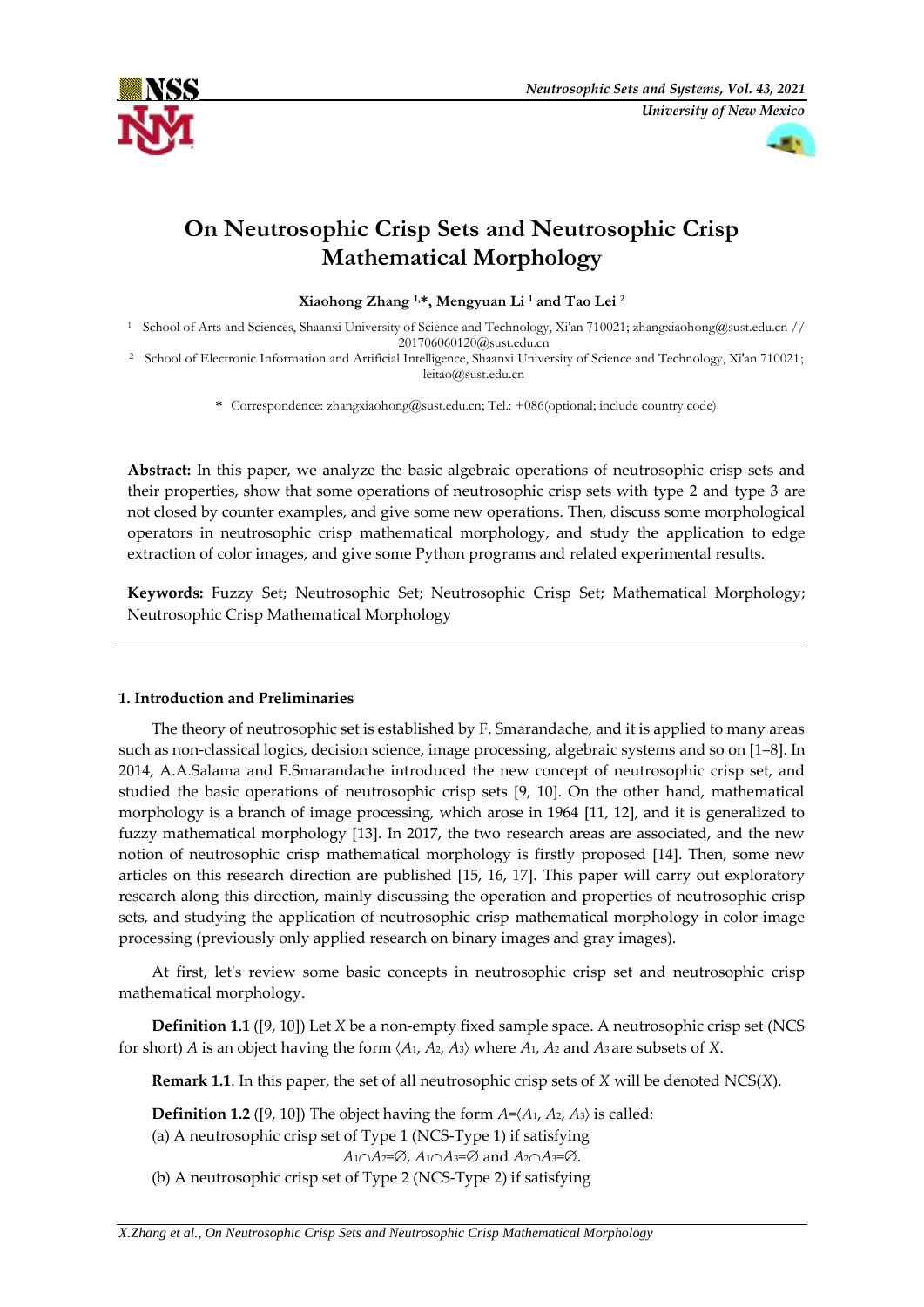# On Neutrosophic Crisp Sets and Neutrosophic Crisp Mathematical Morphology

**Xiaohong Zhang [1,*], Mengyuan Li [1] and Tao Lei [2]**

[1] School of Arts and Sciences, Shaanxi University of Science and Technology, Xi'an 710021; zhangxiaohong@sust.edu.cn // 201706060120@sust.edu.cn

[2] School of Electronic Information and Artificial Intelligence, Shaanxi University of Science and Technology, Xi'an 710021; leitao@sust.edu.cn

\* Correspondence: zhangxiaohong@sust.edu.cn; Tel.: +086(optional; include country code)

**Abstract:** In this paper, we analyze the basic algebraic operations of neutrosophic crisp sets and their properties, show that some operations of neutrosophic crisp sets with type 2 and type 3 are not closed by counter examples, and give some new operations. Then, discuss some morphological operators in neutrosophic crisp mathematical morphology, and study the application to edge extraction of color images, and give some Python programs and related experimental results.

**Keywords:** Fuzzy Set; Neutrosophic Set; Neutrosophic Crisp Set; Mathematical Morphology; Neutrosophic Crisp Mathematical Morphology

## 1. Introduction and Preliminaries

The theory of neutrosophic set is established by F. Smarandache, and it is applied to many areas such as non-classical logics, decision science, image processing, algebraic systems and so on [1–8]. In 2014, A.A.Salama and F.Smarandache introduced the new concept of neutrosophic crisp set, and studied the basic operations of neutrosophic crisp sets [9, 10]. On the other hand, mathematical morphology is a branch of image processing, which arose in 1964 [11, 12], and it is generalized to fuzzy mathematical morphology [13]. In 2017, the two research areas are associated, and the new notion of neutrosophic crisp mathematical morphology is firstly proposed [14]. Then, some new articles on this research direction are published [15, 16, 17]. This paper will carry out exploratory research along this direction, mainly discussing the operation and properties of neutrosophic crisp sets, and studying the application of neutrosophic crisp mathematical morphology in color image processing (previously only applied research on binary images and gray images).

At first, let's review some basic concepts in neutrosophic crisp set and neutrosophic crisp mathematical morphology.

**Definition 1.1** ([9, 10]) Let $X$ be a non-empty fixed sample space. A neutrosophic crisp set (NCS for short) $A$ is an object having the form $\langle A_1, A_2, A_3\rangle$ where $A_1$, $A_2$ and $A_3$ are subsets of $X$.

**Remark 1.1**. In this paper, the set of all neutrosophic crisp sets of $X$ will be denoted NCS($X$).

**Definition 1.2** ([9, 10]) The object having the form $A=\langle A_1, A_2, A_3\rangle$ is called:

(a) A neutrosophic crisp set of Type 1 (NCS-Type 1) if satisfying

$$A_1\cap A_2=\varnothing,\ A_1\cap A_3=\varnothing \text{ and } A_2\cap A_3=\varnothing.$$

(b) A neutrosophic crisp set of Type 2 (NCS-Type 2) if satisfying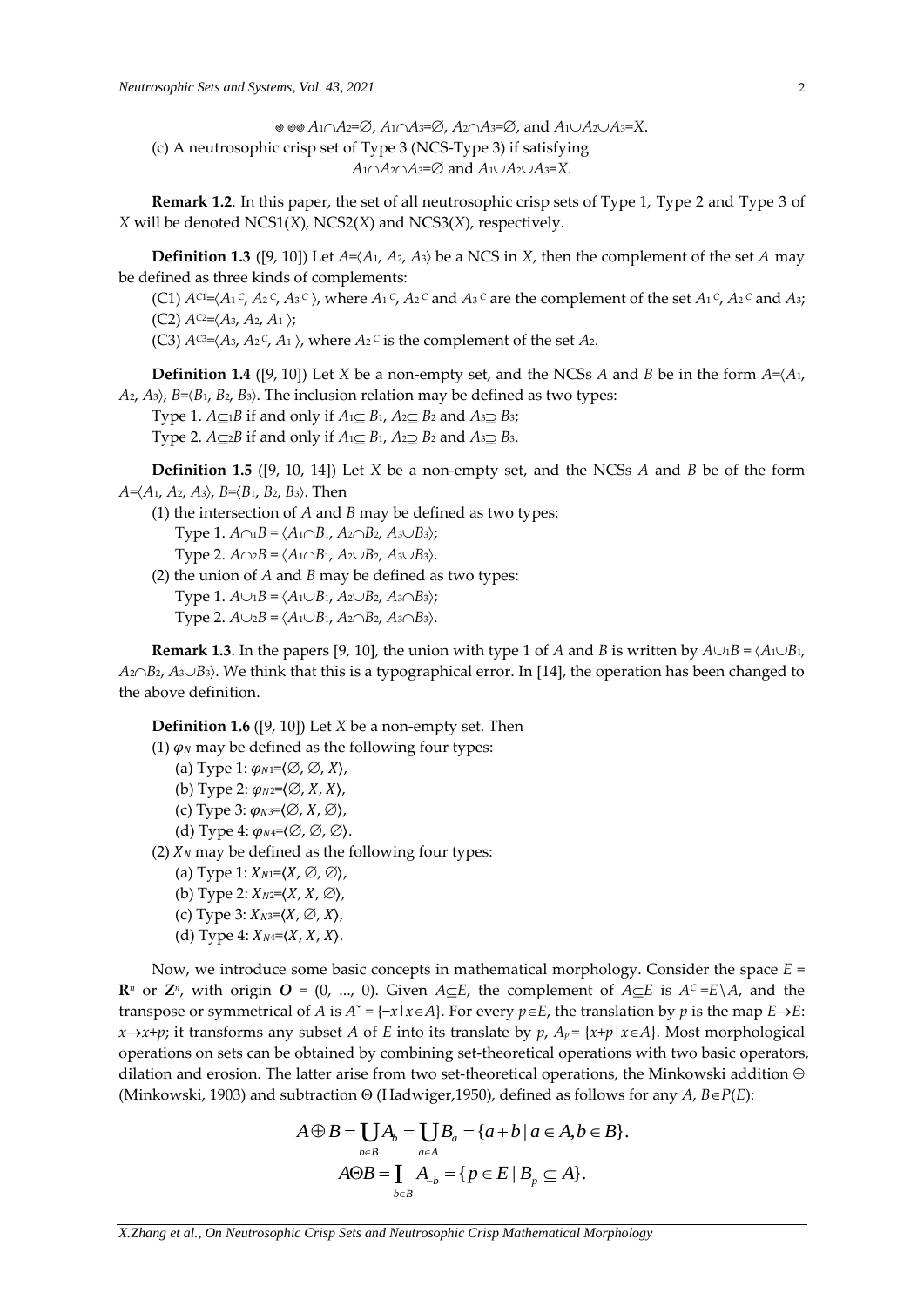$A_1 \cap A_2 = \varnothing$, $A_1 \cap A_3 = \varnothing$, $A_2 \cap A_3 = \varnothing$, and $A_1 \cup A_2 \cup A_3 = X$.

(c) A neutrosophic crisp set of Type 3 (NCS-Type 3) if satisfying

$$A_1 \cap A_2 \cap A_3 = \varnothing \text{ and } A_1 \cup A_2 \cup A_3 = X.$$

**Remark 1.2**. In this paper, the set of all neutrosophic crisp sets of Type 1, Type 2 and Type 3 of $X$ will be denoted NCS1($X$), NCS2($X$) and NCS3($X$), respectively.

**Definition 1.3** ([9, 10]) Let $A = \langle A_1, A_2, A_3 \rangle$ be a NCS in $X$, then the complement of the set $A$ may be defined as three kinds of complements:

(C1) $A^{C1} = \langle A_1^{\,C}, A_2^{\,C}, A_3^{\,C} \rangle$, where $A_1^{\,C}$, $A_2^{\,C}$ and $A_3^{\,C}$ are the complement of the set $A_1^{\,C}$, $A_2^{\,C}$ and $A_3$;

(C2) $A^{C2} = \langle A_3, A_2, A_1 \rangle$;

(C3) $A^{C3} = \langle A_3, A_2^{\,C}, A_1 \rangle$, where $A_2^{\,C}$ is the complement of the set $A_2$.

**Definition 1.4** ([9, 10]) Let $X$ be a non-empty set, and the NCSs $A$ and $B$ be in the form $A = \langle A_1, A_2, A_3 \rangle$, $B = \langle B_1, B_2, B_3 \rangle$. The inclusion relation may be defined as two types:

Type 1. $A \subseteq_1 B$ if and only if $A_1 \subseteq B_1$, $A_2 \subseteq B_2$ and $A_3 \supseteq B_3$;

Type 2. $A \subseteq_2 B$ if and only if $A_1 \subseteq B_1$, $A_2 \supseteq B_2$ and $A_3 \supseteq B_3$.

**Definition 1.5** ([9, 10, 14]) Let $X$ be a non-empty set, and the NCSs $A$ and $B$ be of the form $A = \langle A_1, A_2, A_3 \rangle$, $B = \langle B_1, B_2, B_3 \rangle$. Then

(1) the intersection of $A$ and $B$ may be defined as two types:

Type 1. $A \cap_1 B = \langle A_1 \cap B_1, A_2 \cap B_2, A_3 \cup B_3 \rangle$;

Type 2. $A \cap_2 B = \langle A_1 \cap B_1, A_2 \cup B_2, A_3 \cup B_3 \rangle$.

(2) the union of $A$ and $B$ may be defined as two types:

Type 1. $A \cup_1 B = \langle A_1 \cup B_1, A_2 \cup B_2, A_3 \cap B_3 \rangle$;

Type 2. $A \cup_2 B = \langle A_1 \cup B_1, A_2 \cap B_2, A_3 \cap B_3 \rangle$.

**Remark 1.3**. In the papers [9, 10], the union with type 1 of $A$ and $B$ is written by $A \cup_1 B = \langle A_1 \cup B_1, A_2 \cap B_2, A_3 \cup B_3 \rangle$. We think that this is a typographical error. In [14], the operation has been changed to the above definition.

**Definition 1.6** ([9, 10]) Let $X$ be a non-empty set. Then

(1) $\varphi_N$ may be defined as the following four types:

(a) Type 1: $\varphi_{N1} = \langle \varnothing, \varnothing, X \rangle$,

(b) Type 2: $\varphi_{N2} = \langle \varnothing, X, X \rangle$,

(c) Type 3: $\varphi_{N3} = \langle \varnothing, X, \varnothing \rangle$,

(d) Type 4: $\varphi_{N4} = \langle \varnothing, \varnothing, \varnothing \rangle$.

(2) $X_N$ may be defined as the following four types:

(a) Type 1: $X_{N1} = \langle X, \varnothing, \varnothing \rangle$,

(b) Type 2: $X_{N2} = \langle X, X, \varnothing \rangle$,

(c) Type 3: $X_{N3} = \langle X, \varnothing, X \rangle$,

(d) Type 4: $X_{N4} = \langle X, X, X \rangle$.

Now, we introduce some basic concepts in mathematical morphology. Consider the space $E = \mathbf{R}^n$ or $\mathbf{Z}^n$, with origin $\mathbf{O} = (0, \ldots, 0)$. Given $A \subseteq E$, the complement of $A \subseteq E$ is $A^C = E \setminus A$, and the transpose or symmetrical of $A$ is $A^{\vee} = \{-x \mid x \in A\}$. For every $p \in E$, the translation by $p$ is the map $E \to E$: $x \to x+p$; it transforms any subset $A$ of $E$ into its translate by $p$, $A_p = \{x+p \mid x \in A\}$. Most morphological operations on sets can be obtained by combining set-theoretical operations with two basic operators, dilation and erosion. The latter arise from two set-theoretical operations, the Minkowski addition $\oplus$ (Minkowski, 1903) and subtraction $\Theta$ (Hadwiger,1950), defined as follows for any $A$, $B \in P(E)$:

$$A \oplus B = \bigcup_{b \in B} A_b = \bigcup_{a \in A} B_a = \{a+b \mid a \in A, b \in B\}.$$

$$A \Theta B = \bigcap_{b \in B} A_{-b} = \{p \in E \mid B_p \subseteq A\}.$$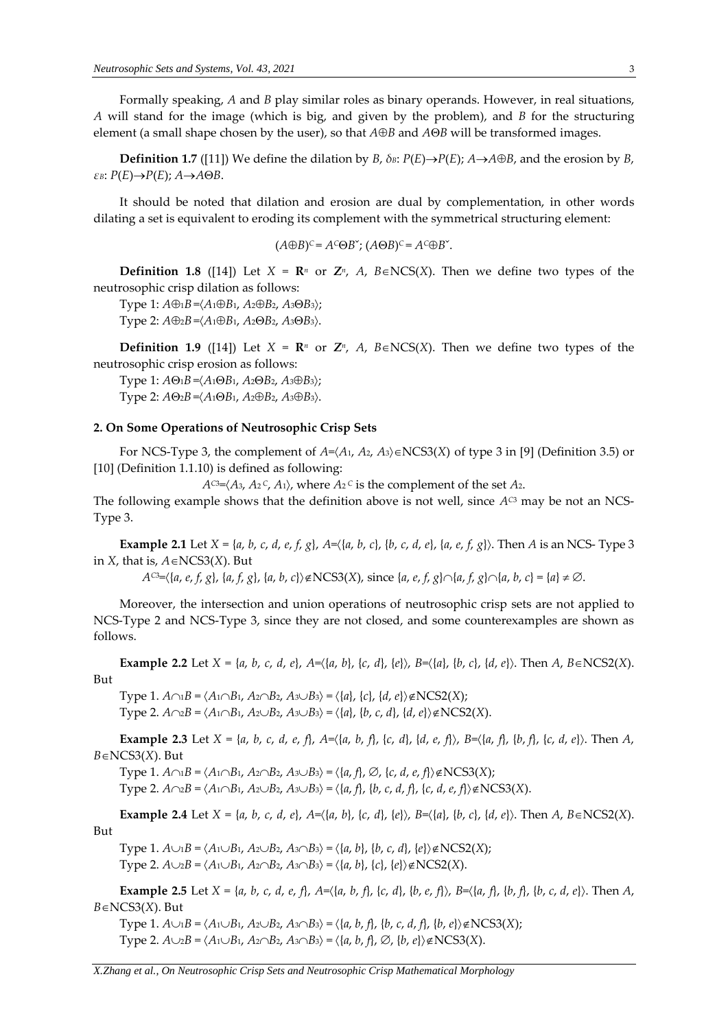Formally speaking, $A$ and $B$ play similar roles as binary operands. However, in real situations, $A$ will stand for the image (which is big, and given by the problem), and $B$ for the structuring element (a small shape chosen by the user), so that $A \oplus B$ and $A \Theta B$ will be transformed images.

**Definition 1.7** ([11]) We define the dilation by $B$, $\delta_B$: $P(E) \to P(E)$; $A \to A \oplus B$, and the erosion by $B$, $\varepsilon_B$: $P(E) \to P(E)$; $A \to A \Theta B$.

It should be noted that dilation and erosion are dual by complementation, in other words dilating a set is equivalent to eroding its complement with the symmetrical structuring element:

$$(A \oplus B)^C = A^C \Theta B^{\vee};\ (A \Theta B)^C = A^C \oplus B^{\vee}.$$

**Definition 1.8** ([14]) Let $X = \mathbf{R}^n$ or $\mathbf{Z}^n$, $A$, $B \in \text{NCS}(X)$. Then we define two types of the neutrosophic crisp dilation as follows:

Type 1: $A \oplus_1 B = \langle A_1 \oplus B_1, A_2 \oplus B_2, A_3 \Theta B_3 \rangle$;

Type 2: $A \oplus_2 B = \langle A_1 \oplus B_1, A_2 \Theta B_2, A_3 \Theta B_3 \rangle$.

**Definition 1.9** ([14]) Let $X = \mathbf{R}^n$ or $\mathbf{Z}^n$, $A$, $B \in \text{NCS}(X)$. Then we define two types of the neutrosophic crisp erosion as follows:

Type 1: $A \Theta_1 B = \langle A_1 \Theta B_1, A_2 \Theta B_2, A_3 \oplus B_3 \rangle$;

Type 2: $A \Theta_2 B = \langle A_1 \Theta B_1, A_2 \oplus B_2, A_3 \oplus B_3 \rangle$.

## 2. On Some Operations of Neutrosophic Crisp Sets

For NCS-Type 3, the complement of $A = \langle A_1, A_2, A_3 \rangle \in \text{NCS3}(X)$ of type 3 in [9] (Definition 3.5) or [10] (Definition 1.1.10) is defined as following:

$A^{C3} = \langle A_3, A_2{}^C, A_1 \rangle$, where $A_2{}^C$ is the complement of the set $A_2$.

The following example shows that the definition above is not well, since $A^{C3}$ may be not an NCS-Type 3.

**Example 2.1** Let $X = \{a, b, c, d, e, f, g\}$, $A = \langle \{a, b, c\}, \{b, c, d, e\}, \{a, e, f, g\} \rangle$. Then $A$ is an NCS- Type 3 in $X$, that is, $A \in \text{NCS3}(X)$. But

$A^{C3} = \langle \{a, e, f, g\}, \{a, f, g\}, \{a, b, c\} \rangle \notin \text{NCS3}(X)$, since $\{a, e, f, g\} \cap \{a, f, g\} \cap \{a, b, c\} = \{a\} \neq \varnothing$.

Moreover, the intersection and union operations of neutrosophic crisp sets are not applied to NCS-Type 2 and NCS-Type 3, since they are not closed, and some counterexamples are shown as follows.

**Example 2.2** Let $X = \{a, b, c, d, e\}$, $A = \langle \{a, b\}, \{c, d\}, \{e\} \rangle$, $B = \langle \{a\}, \{b, c\}, \{d, e\} \rangle$. Then $A, B \in \text{NCS2}(X)$. But

Type 1. $A \cap_1 B = \langle A_1 \cap B_1, A_2 \cap B_2, A_3 \cup B_3 \rangle = \langle \{a\}, \{c\}, \{d, e\} \rangle \notin \text{NCS2}(X)$;

Type 2. $A \cap_2 B = \langle A_1 \cap B_1, A_2 \cup B_2, A_3 \cup B_3 \rangle = \langle \{a\}, \{b, c, d\}, \{d, e\} \rangle \notin \text{NCS2}(X)$.

**Example 2.3** Let $X = \{a, b, c, d, e, f\}$, $A = \langle \{a, b, f\}, \{c, d\}, \{d, e, f\} \rangle$, $B = \langle \{a, f\}, \{b, f\}, \{c, d, e\} \rangle$. Then $A$, $B \in \text{NCS3}(X)$. But

Type 1. $A \cap_1 B = \langle A_1 \cap B_1, A_2 \cap B_2, A_3 \cup B_3 \rangle = \langle \{a, f\}, \varnothing, \{c, d, e, f\} \rangle \notin \text{NCS3}(X)$;

Type 2. $A \cap_2 B = \langle A_1 \cap B_1, A_2 \cup B_2, A_3 \cup B_3 \rangle = \langle \{a, f\}, \{b, c, d, f\}, \{c, d, e, f\} \rangle \notin \text{NCS3}(X)$.

**Example 2.4** Let $X = \{a, b, c, d, e\}$, $A = \langle \{a, b\}, \{c, d\}, \{e\} \rangle$, $B = \langle \{a\}, \{b, c\}, \{d, e\} \rangle$. Then $A, B \in \text{NCS2}(X)$. But

Type 1. $A \cup_1 B = \langle A_1 \cup B_1, A_2 \cup B_2, A_3 \cap B_3 \rangle = \langle \{a, b\}, \{b, c, d\}, \{e\} \rangle \notin \text{NCS2}(X)$;

Type 2. $A \cup_2 B = \langle A_1 \cup B_1, A_2 \cap B_2, A_3 \cap B_3 \rangle = \langle \{a, b\}, \{c\}, \{e\} \rangle \notin \text{NCS2}(X)$.

**Example 2.5** Let $X = \{a, b, c, d, e, f\}$, $A = \langle \{a, b, f\}, \{c, d\}, \{b, e, f\} \rangle$, $B = \langle \{a, f\}, \{b, f\}, \{b, c, d, e\} \rangle$. Then $A$, $B \in \text{NCS3}(X)$. But

Type 1. $A \cup_1 B = \langle A_1 \cup B_1, A_2 \cup B_2, A_3 \cap B_3 \rangle = \langle \{a, b, f\}, \{b, c, d, f\}, \{b, e\} \rangle \notin \text{NCS3}(X)$;

Type 2. $A \cup_2 B = \langle A_1 \cup B_1, A_2 \cap B_2, A_3 \cap B_3 \rangle = \langle \{a, b, f\}, \varnothing, \{b, e\} \rangle \notin \text{NCS3}(X)$.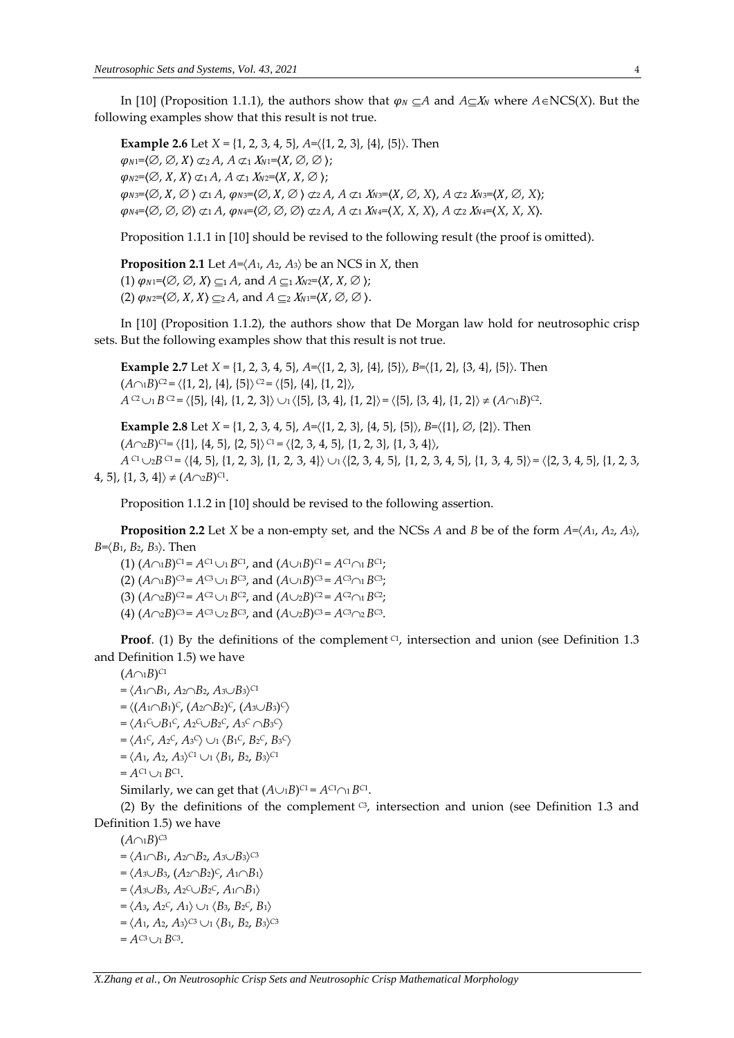In [10] (Proposition 1.1.1), the authors show that $\varphi_N \subseteq A$ and $A \subseteq X_N$ where $A \in \mathrm{NCS}(X)$. But the following examples show that this result is not true.

**Example 2.6** Let $X = \{1, 2, 3, 4, 5\}$, $A = \langle\{1, 2, 3\}, \{4\}, \{5\}\rangle$. Then

$\varphi_{N1} = \langle\varnothing, \varnothing, X\rangle \not\subset_2 A$, $A \not\subset_1 X_{N1} = \langle X, \varnothing, \varnothing\rangle$;

$\varphi_{N2} = \langle\varnothing, X, X\rangle \not\subset_1 A$, $A \not\subset_1 X_{N2} = \langle X, X, \varnothing\rangle$;

$\varphi_{N3} = \langle\varnothing, X, \varnothing\rangle \not\subset_1 A$, $\varphi_{N3} = \langle\varnothing, X, \varnothing\rangle \not\subset_2 A$, $A \not\subset_1 X_{N3} = \langle X, \varnothing, X\rangle$, $A \not\subset_2 X_{N3} = \langle X, \varnothing, X\rangle$;

$\varphi_{N4} = \langle\varnothing, \varnothing, \varnothing\rangle \not\subset_1 A$, $\varphi_{N4} = \langle\varnothing, \varnothing, \varnothing\rangle \not\subset_2 A$, $A \not\subset_1 X_{N4} = \langle X, X, X\rangle$, $A \not\subset_2 X_{N4} = \langle X, X, X\rangle$.

Proposition 1.1.1 in [10] should be revised to the following result (the proof is omitted).

**Proposition 2.1** Let $A = \langle A_1, A_2, A_3\rangle$ be an NCS in $X$, then

(1) $\varphi_{N1} = \langle\varnothing, \varnothing, X\rangle \subseteq_1 A$, and $A \subseteq_1 X_{N2} = \langle X, X, \varnothing\rangle$;

(2) $\varphi_{N2} = \langle\varnothing, X, X\rangle \subseteq_2 A$, and $A \subseteq_2 X_{N1} = \langle X, \varnothing, \varnothing\rangle$.

In [10] (Proposition 1.1.2), the authors show that De Morgan law hold for neutrosophic crisp sets. But the following examples show that this result is not true.

**Example 2.7** Let $X = \{1, 2, 3, 4, 5\}$, $A = \langle\{1, 2, 3\}, \{4\}, \{5\}\rangle$, $B = \langle\{1, 2\}, \{3, 4\}, \{5\}\rangle$. Then

$(A \cap_1 B)^{C2} = \langle\{1, 2\}, \{4\}, \{5\}\rangle^{C2} = \langle\{5\}, \{4\}, \{1, 2\}\rangle$,

$A^{C2} \cup_1 B^{C2} = \langle\{5\}, \{4\}, \{1, 2, 3\}\rangle \cup_1 \langle\{5\}, \{3, 4\}, \{1, 2\}\rangle = \langle\{5\}, \{3, 4\}, \{1, 2\}\rangle \neq (A \cap_1 B)^{C2}$.

**Example 2.8** Let $X = \{1, 2, 3, 4, 5\}$, $A = \langle\{1, 2, 3\}, \{4, 5\}, \{5\}\rangle$, $B = \langle\{1\}, \varnothing, \{2\}\rangle$. Then

$(A \cap_2 B)^{C1} = \langle\{1\}, \{4, 5\}, \{2, 5\}\rangle^{C1} = \langle\{2, 3, 4, 5\}, \{1, 2, 3\}, \{1, 3, 4\}\rangle$,

$A^{C1} \cup_2 B^{C1} = \langle\{4, 5\}, \{1, 2, 3\}, \{1, 2, 3, 4\}\rangle \cup_1 \langle\{2, 3, 4, 5\}, \{1, 2, 3, 4, 5\}, \{1, 3, 4, 5\}\rangle = \langle\{2, 3, 4, 5\}, \{1, 2, 3, 4, 5\}, \{1, 3, 4\}\rangle \neq (A \cap_2 B)^{C1}$.

Proposition 1.1.2 in [10] should be revised to the following assertion.

**Proposition 2.2** Let $X$ be a non-empty set, and the NCSs $A$ and $B$ be of the form $A = \langle A_1, A_2, A_3\rangle$, $B = \langle B_1, B_2, B_3\rangle$. Then

(1) $(A \cap_1 B)^{C1} = A^{C1} \cup_1 B^{C1}$, and $(A \cup_1 B)^{C1} = A^{C1} \cap_1 B^{C1}$;

(2) $(A \cap_1 B)^{C3} = A^{C3} \cup_1 B^{C3}$, and $(A \cup_1 B)^{C3} = A^{C3} \cap_1 B^{C3}$;

(3) $(A \cap_2 B)^{C2} = A^{C2} \cup_1 B^{C2}$, and $(A \cup_2 B)^{C2} = A^{C2} \cap_1 B^{C2}$;

(4) $(A \cap_2 B)^{C3} = A^{C3} \cup_2 B^{C3}$, and $(A \cup_2 B)^{C3} = A^{C3} \cap_2 B^{C3}$.

**Proof**. (1) By the definitions of the complement $^{C1}$, intersection and union (see Definition 1.3 and Definition 1.5) we have

$(A \cap_1 B)^{C1}$

$= \langle A_1 \cap B_1, A_2 \cap B_2, A_3 \cup B_3\rangle^{C1}$

$= \langle (A_1 \cap B_1)^C, (A_2 \cap B_2)^C, (A_3 \cup B_3)^C\rangle$

$= \langle A_1^C \cup B_1^C, A_2^C \cup B_2^C, A_3^C \cap B_3^C\rangle$

$= \langle A_1^C, A_2^C, A_3^C\rangle \cup_1 \langle B_1^C, B_2^C, B_3^C\rangle$

$= \langle A_1, A_2, A_3\rangle^{C1} \cup_1 \langle B_1, B_2, B_3\rangle^{C1}$

$= A^{C1} \cup_1 B^{C1}$.

Similarly, we can get that $(A \cup_1 B)^{C1} = A^{C1} \cap_1 B^{C1}$.

(2) By the definitions of the complement $^{C3}$, intersection and union (see Definition 1.3 and Definition 1.5) we have

$(A \cap_1 B)^{C3}$

$= \langle A_1 \cap B_1, A_2 \cap B_2, A_3 \cup B_3\rangle^{C3}$

$= \langle A_3 \cup B_3, (A_2 \cap B_2)^C, A_1 \cap B_1\rangle$

$= \langle A_3 \cup B_3, A_2^C \cup B_2^C, A_1 \cap B_1\rangle$

$= \langle A_3, A_2^C, A_1\rangle \cup_1 \langle B_3, B_2^C, B_1\rangle$

$= \langle A_1, A_2, A_3\rangle^{C3} \cup_1 \langle B_1, B_2, B_3\rangle^{C3}$

$= A^{C3} \cup_1 B^{C3}$.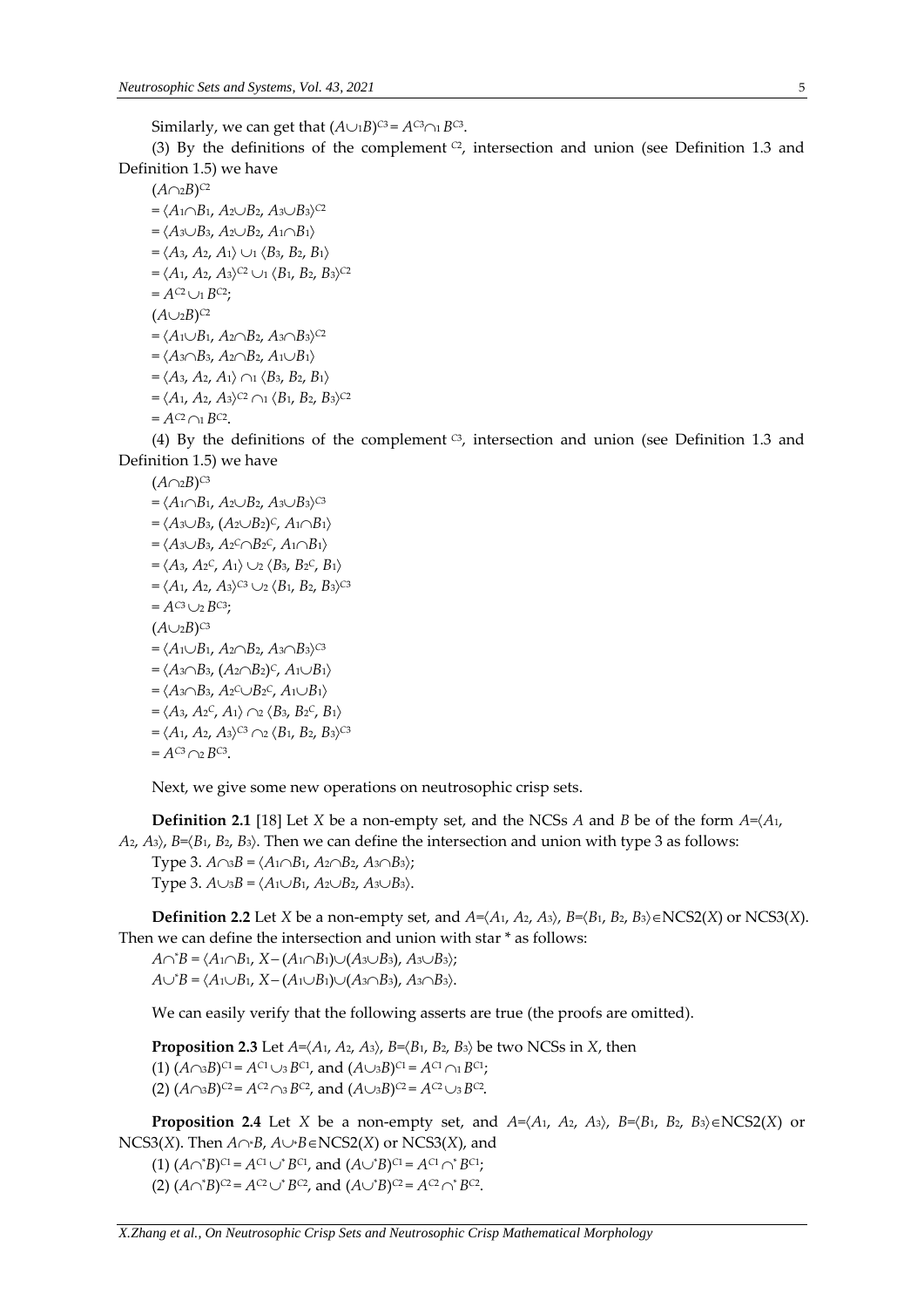Similarly, we can get that $(A\cup_1 B)^{C3} = A^{C3}\cap_1 B^{C3}$.

(3) By the definitions of the complement $^{C2}$, intersection and union (see Definition 1.3 and Definition 1.5) we have

$(A\cap_2 B)^{C2}$

$= \langle A_1\cap B_1, A_2\cup B_2, A_3\cup B_3\rangle^{C2}$

$= \langle A_3\cup B_3, A_2\cup B_2, A_1\cap B_1\rangle$

$= \langle A_3, A_2, A_1\rangle \cup_1 \langle B_3, B_2, B_1\rangle$

$= \langle A_1, A_2, A_3\rangle^{C2} \cup_1 \langle B_1, B_2, B_3\rangle^{C2}$

$= A^{C2}\cup_1 B^{C2}$;

$(A\cup_2 B)^{C2}$

$= \langle A_1\cup B_1, A_2\cap B_2, A_3\cap B_3\rangle^{C2}$

$= \langle A_3\cap B_3, A_2\cap B_2, A_1\cup B_1\rangle$

$= \langle A_3, A_2, A_1\rangle \cap_1 \langle B_3, B_2, B_1\rangle$

$= \langle A_1, A_2, A_3\rangle^{C2} \cap_1 \langle B_1, B_2, B_3\rangle^{C2}$

$= A^{C2}\cap_1 B^{C2}$.

(4) By the definitions of the complement $^{C3}$, intersection and union (see Definition 1.3 and Definition 1.5) we have

$(A\cap_2 B)^{C3}$

$= \langle A_1\cap B_1, A_2\cup B_2, A_3\cup B_3\rangle^{C3}$

$= \langle A_3\cup B_3, (A_2\cup B_2)^C, A_1\cap B_1\rangle$

$= \langle A_3\cup B_3, A_2^C\cap B_2^C, A_1\cap B_1\rangle$

$= \langle A_3, A_2^C, A_1\rangle \cup_2 \langle B_3, B_2^C, B_1\rangle$

$= \langle A_1, A_2, A_3\rangle^{C3} \cup_2 \langle B_1, B_2, B_3\rangle^{C3}$

$= A^{C3}\cup_2 B^{C3}$;

$(A\cup_2 B)^{C3}$

$= \langle A_1\cup B_1, A_2\cap B_2, A_3\cap B_3\rangle^{C3}$

$= \langle A_3\cap B_3, (A_2\cap B_2)^C, A_1\cup B_1\rangle$

$= \langle A_3\cap B_3, A_2^C\cup B_2^C, A_1\cup B_1\rangle$

$= \langle A_3, A_2^C, A_1\rangle \cap_2 \langle B_3, B_2^C, B_1\rangle$

$= \langle A_1, A_2, A_3\rangle^{C3} \cap_2 \langle B_1, B_2, B_3\rangle^{C3}$

$= A^{C3}\cap_2 B^{C3}$.

Next, we give some new operations on neutrosophic crisp sets.

**Definition 2.1** [18] Let $X$ be a non-empty set, and the NCSs $A$ and $B$ be of the form $A=\langle A_1, A_2, A_3\rangle$, $B=\langle B_1, B_2, B_3\rangle$. Then we can define the intersection and union with type 3 as follows:

Type 3. $A\cap_3 B = \langle A_1\cap B_1, A_2\cap B_2, A_3\cap B_3\rangle$;

Type 3. $A\cup_3 B = \langle A_1\cup B_1, A_2\cup B_2, A_3\cup B_3\rangle$.

**Definition 2.2** Let $X$ be a non-empty set, and $A=\langle A_1, A_2, A_3\rangle$, $B=\langle B_1, B_2, B_3\rangle\in$NCS2($X$) or NCS3($X$). Then we can define the intersection and union with star * as follows:

$A\cap^* B = \langle A_1\cap B_1, X-(A_1\cap B_1)\cup(A_3\cup B_3), A_3\cup B_3\rangle$;

$A\cup^* B = \langle A_1\cup B_1, X-(A_1\cup B_1)\cup(A_3\cap B_3), A_3\cap B_3\rangle$.

We can easily verify that the following asserts are true (the proofs are omitted).

**Proposition 2.3** Let $A=\langle A_1, A_2, A_3\rangle$, $B=\langle B_1, B_2, B_3\rangle$ be two NCSs in $X$, then

(1) $(A\cap_3 B)^{C1} = A^{C1}\cup_3 B^{C1}$, and $(A\cup_3 B)^{C1} = A^{C1}\cap_3 B^{C1}$;

(2) $(A\cap_3 B)^{C2} = A^{C2}\cap_3 B^{C2}$, and $(A\cup_3 B)^{C2} = A^{C2}\cup_3 B^{C2}$.

**Proposition 2.4** Let $X$ be a non-empty set, and $A=\langle A_1, A_2, A_3\rangle$, $B=\langle B_1, B_2, B_3\rangle\in$NCS2($X$) or NCS3($X$). Then $A\cap^* B$, $A\cup^* B\in$NCS2($X$) or NCS3($X$), and

(1) $(A\cap^* B)^{C1} = A^{C1}\cup^* B^{C1}$, and $(A\cup^* B)^{C1} = A^{C1}\cap^* B^{C1}$;

(2) $(A\cap^* B)^{C2} = A^{C2}\cup^* B^{C2}$, and $(A\cup^* B)^{C2} = A^{C2}\cap^* B^{C2}$.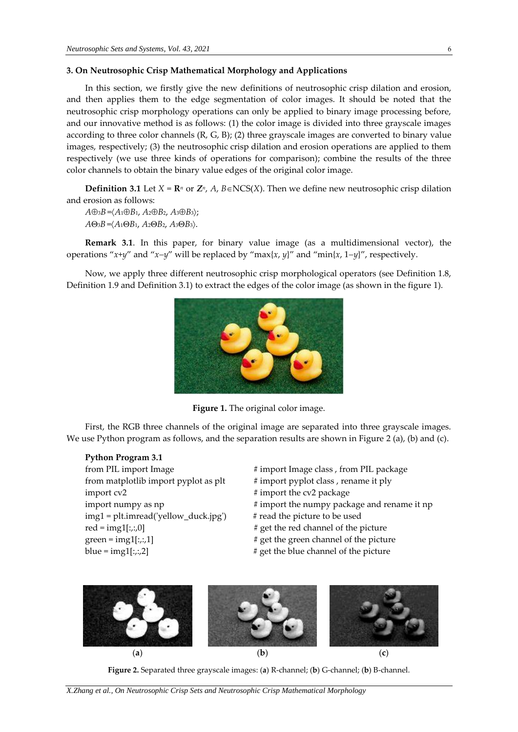### 3. On Neutrosophic Crisp Mathematical Morphology and Applications

In this section, we firstly give the new definitions of neutrosophic crisp dilation and erosion, and then applies them to the edge segmentation of color images. It should be noted that the neutrosophic crisp morphology operations can only be applied to binary image processing before, and our innovative method is as follows: (1) the color image is divided into three grayscale images according to three color channels (R, G, B); (2) three grayscale images are converted to binary value images, respectively; (3) the neutrosophic crisp dilation and erosion operations are applied to them respectively (we use three kinds of operations for comparison); combine the results of the three color channels to obtain the binary value edges of the original color image.

**Definition 3.1** Let $X = \mathbf{R}^n$ or $\mathbf{Z}^n$, $A$, $B \in \mathrm{NCS}(X)$. Then we define new neutrosophic crisp dilation and erosion as follows:

$A \oplus_3 B = \langle A_1 \oplus B_1, A_2 \oplus B_2, A_3 \oplus B_3 \rangle$;

$A \ominus_3 B = \langle A_1 \ominus B_1, A_2 \ominus B_2, A_3 \ominus B_3 \rangle$.

**Remark 3.1**. In this paper, for binary value image (as a multidimensional vector), the operations "$x+y$" and "$x-y$" will be replaced by "$\max\{x, y\}$" and "$\min\{x, 1-y\}$", respectively.

Now, we apply three different neutrosophic crisp morphological operators (see Definition 1.8, Definition 1.9 and Definition 3.1) to extract the edges of the color image (as shown in the figure 1).

**Figure 1.** The original color image.

First, the RGB three channels of the original image are separated into three grayscale images. We use Python program as follows, and the separation results are shown in Figure 2 (a), (b) and (c).

**Python Program 3.1**

```
from PIL import Image                      # import Image class , from PIL package
from matplotlib import pyplot as plt       # import pyplot class , rename it ply
import cv2                                 # import the cv2 package
import numpy as np                         # import the numpy package and rename it np
img1 = plt.imread('yellow_duck.jpg')       # read the picture to be used
red = img1[:,:,0]                          # get the red channel of the picture
green = img1[:,:,1]                        # get the green channel of the picture
blue = img1[:,:,2]                         # get the blue channel of the picture
```

(**a**) (**b**) (**c**)

**Figure 2.** Separated three grayscale images: (**a**) R-channel; (**b**) G-channel; (**b**) B-channel.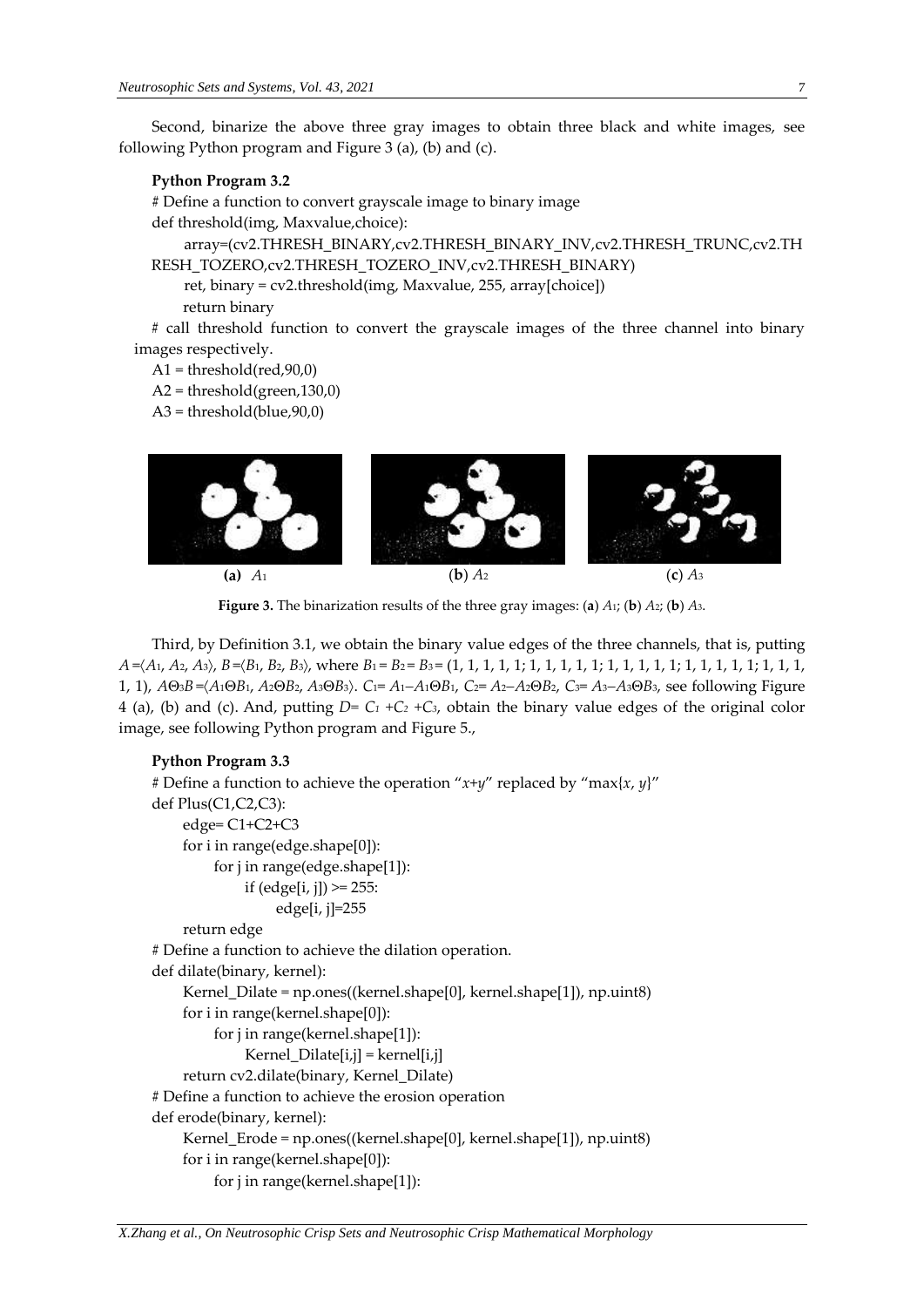Second, binarize the above three gray images to obtain three black and white images, see following Python program and Figure 3 (a), (b) and (c).

**Python Program 3.2**

```
# Define a function to convert grayscale image to binary image
def threshold(img, Maxvalue,choice):
    array=(cv2.THRESH_BINARY,cv2.THRESH_BINARY_INV,cv2.THRESH_TRUNC,cv2.THRESH_TOZERO,cv2.THRESH_TOZERO_INV,cv2.THRESH_BINARY)
    ret, binary = cv2.threshold(img, Maxvalue, 255, array[choice])
    return binary
# call threshold function to convert the grayscale images of the three channel into binary images respectively.
A1 = threshold(red,90,0)
A2 = threshold(green,130,0)
A3 = threshold(blue,90,0)
```

(a) $A_1$ (b) $A_2$ (c) $A_3$

**Figure 3.** The binarization results of the three gray images: (**a**) $A_1$; (**b**) $A_2$; (**b**) $A_3$.

Third, by Definition 3.1, we obtain the binary value edges of the three channels, that is, putting $A=\langle A_1, A_2, A_3\rangle$, $B=\langle B_1, B_2, B_3\rangle$, where $B_1 = B_2 = B_3 = (1, 1, 1, 1, 1; 1, 1, 1, 1, 1; 1, 1, 1, 1, 1; 1, 1, 1, 1, 1; 1, 1, 1, 1, 1)$, $A\Theta_3 B=\langle A_1\Theta B_1, A_2\Theta B_2, A_3\Theta B_3\rangle$. $C_1= A_1-A_1\Theta B_1$, $C_2= A_2-A_2\Theta B_2$, $C_3= A_3-A_3\Theta B_3$, see following Figure 4 (a), (b) and (c). And, putting $D= C_1 +C_2 +C_3$, obtain the binary value edges of the original color image, see following Python program and Figure 5.,

**Python Program 3.3**

```
# Define a function to achieve the operation "x+y" replaced by "max{x, y}"
def Plus(C1,C2,C3):
    edge= C1+C2+C3
    for i in range(edge.shape[0]):
        for j in range(edge.shape[1]):
            if (edge[i, j]) >= 255:
                edge[i, j]=255
    return edge
# Define a function to achieve the dilation operation.
def dilate(binary, kernel):
    Kernel_Dilate = np.ones((kernel.shape[0], kernel.shape[1]), np.uint8)
    for i in range(kernel.shape[0]):
        for j in range(kernel.shape[1]):
            Kernel_Dilate[i,j] = kernel[i,j]
    return cv2.dilate(binary, Kernel_Dilate)
# Define a function to achieve the erosion operation
def erode(binary, kernel):
    Kernel_Erode = np.ones((kernel.shape[0], kernel.shape[1]), np.uint8)
    for i in range(kernel.shape[0]):
        for j in range(kernel.shape[1]):
```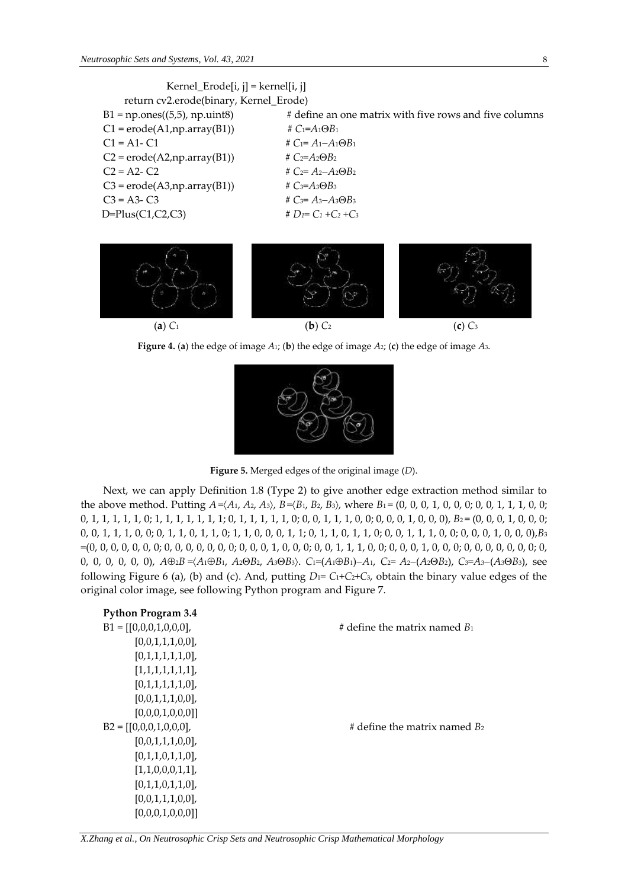```
            Kernel_Erode[i, j] = kernel[i, j]
      return cv2.erode(binary, Kernel_Erode)
B1 = np.ones((5,5), np.uint8)              # define an one matrix with five rows and five columns
C1 = erode(A1,np.array(B1))                # C1=A1ΘB1
C1 = A1- C1                                # C1= A1–A1ΘB1
C2 = erode(A2,np.array(B1))                # C2=A2ΘB2
C2 = A2- C2                                # C2= A2–A2ΘB2
C3 = erode(A3,np.array(B1))                # C3=A3ΘB3
C3 = A3- C3                                # C3= A3–A3ΘB3
D=Plus(C1,C2,C3)                           # D1= C1 +C2 +C3
```

(**a**) $C_1$ (**b**) $C_2$ (**c**) $C_3$

**Figure 4.** (**a**) the edge of image $A_1$; (**b**) the edge of image $A_2$; (**c**) the edge of image $A_3$.

**Figure 5.** Merged edges of the original image ($D$).

Next, we can apply Definition 1.8 (Type 2) to give another edge extraction method similar to the above method. Putting $A=\langle A_1, A_2, A_3\rangle$, $B=\langle B_1, B_2, B_3\rangle$, where $B_1=$ (0, 0, 0, 1, 0, 0, 0; 0, 0, 1, 1, 1, 0, 0; 0, 1, 1, 1, 1, 1, 0; 1, 1, 1, 1, 1, 1, 1; 0, 1, 1, 1, 1, 1, 0; 0, 0, 1, 1, 1, 0, 0; 0, 0, 0, 1, 0, 0, 0), $B_2=$ (0, 0, 0, 1, 0, 0, 0; 0, 0, 1, 1, 1, 0, 0; 0, 1, 1, 0, 1, 1, 0; 1, 1, 0, 0, 0, 1, 1; 0, 1, 1, 0, 1, 1, 0; 0, 0, 1, 1, 1, 0, 0; 0, 0, 0, 1, 0, 0, 0), $B_3$ =(0, 0, 0, 0, 0, 0, 0; 0, 0, 0, 0, 0, 0, 0; 0, 0, 0, 1, 0, 0, 0; 0, 0, 1, 1, 1, 0, 0; 0, 0, 0, 1, 0, 0, 0; 0, 0, 0, 0, 0, 0, 0; 0, 0, 0, 0, 0, 0, 0), $A\oplus_2 B=\langle A_1\oplus B_1, A_2\Theta B_2, A_3\Theta B_3\rangle$. $C_1=(A_1\oplus B_1)-A_1$, $C_2= A_2-(A_2\Theta B_2)$, $C_3=A_3-(A_3\Theta B_3)$, see following Figure 6 (a), (b) and (c). And, putting $D_1= C_1+C_2+C_3$, obtain the binary value edges of the original color image, see following Python program and Figure 7.

**Python Program 3.4**

```
B1 = [[0,0,0,1,0,0,0],                     # define the matrix named B1
      [0,0,1,1,1,0,0],
      [0,1,1,1,1,1,0],
      [1,1,1,1,1,1,1],
      [0,1,1,1,1,1,0],
      [0,0,1,1,1,0,0],
      [0,0,0,1,0,0,0]]
B2 = [[0,0,0,1,0,0,0],                     # define the matrix named B2
      [0,0,1,1,1,0,0],
      [0,1,1,0,1,1,0],
      [1,1,0,0,0,1,1],
      [0,1,1,0,1,1,0],
      [0,0,1,1,1,0,0],
      [0,0,0,1,0,0,0]]
```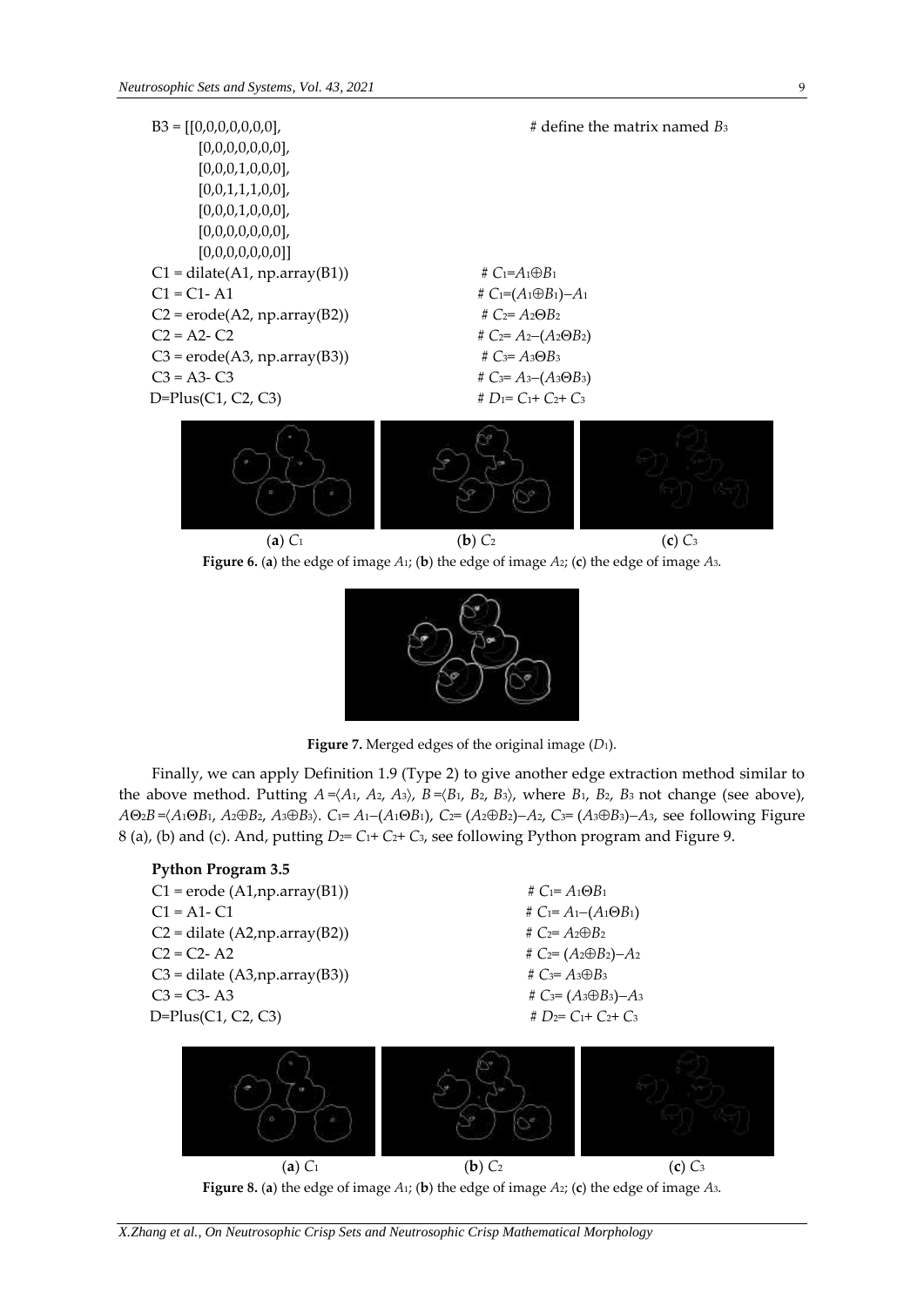```
B3 = [[0,0,0,0,0,0,0],                          # define the matrix named B3
      [0,0,0,0,0,0,0],
      [0,0,0,1,0,0,0],
      [0,0,1,1,1,0,0],
      [0,0,0,1,0,0,0],
      [0,0,0,0,0,0,0],
      [0,0,0,0,0,0,0]]
C1 = dilate(A1, np.array(B1))                   # C1=A1⊕B1
C1 = C1- A1                                     # C1=(A1⊕B1)−A1
C2 = erode(A2, np.array(B2))                    # C2= A2ΘB2
C2 = A2- C2                                     # C2= A2−(A2ΘB2)
C3 = erode(A3, np.array(B3))                    # C3= A3ΘB3
C3 = A3- C3                                     # C3= A3−(A3ΘB3)
D=Plus(C1, C2, C3)                              # D1= C1+ C2+ C3
```

(**a**) $C_1$ (**b**) $C_2$ (**c**) $C_3$

**Figure 6.** (**a**) the edge of image $A_1$; (**b**) the edge of image $A_2$; (**c**) the edge of image $A_3$.

**Figure 7.** Merged edges of the original image ($D_1$).

Finally, we can apply Definition 1.9 (Type 2) to give another edge extraction method similar to the above method. Putting $A=\langle A_1, A_2, A_3\rangle$, $B=\langle B_1, B_2, B_3\rangle$, where $B_1$, $B_2$, $B_3$ not change (see above), $A\Theta_2 B=\langle A_1\Theta B_1, A_2\oplus B_2, A_3\oplus B_3\rangle$. $C_1= A_1-(A_1\Theta B_1)$, $C_2= (A_2\oplus B_2)-A_2$, $C_3= (A_3\oplus B_3)-A_3$, see following Figure 8 (a), (b) and (c). And, putting $D_2= C_1+ C_2+ C_3$, see following Python program and Figure 9.

**Python Program 3.5**

```
C1 = erode (A1,np.array(B1))                    # C1= A1ΘB1
C1 = A1- C1                                     # C1= A1−(A1ΘB1)
C2 = dilate (A2,np.array(B2))                   # C2= A2⊕B2
C2 = C2- A2                                     # C2= (A2⊕B2)−A2
C3 = dilate (A3,np.array(B3))                   # C3= A3⊕B3
C3 = C3- A3                                     # C3= (A3⊕B3)−A3
D=Plus(C1, C2, C3)                              # D2= C1+ C2+ C3
```

(**a**) $C_1$ (**b**) $C_2$ (**c**) $C_3$

**Figure 8.** (**a**) the edge of image $A_1$; (**b**) the edge of image $A_2$; (**c**) the edge of image $A_3$.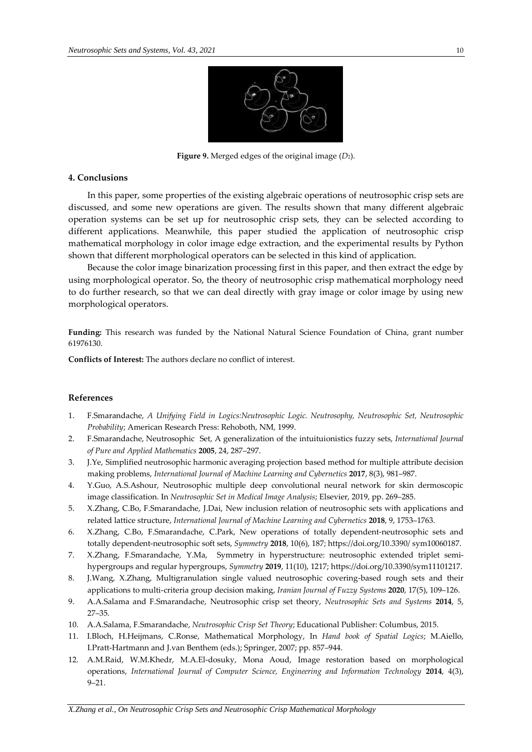**Figure 9.** Merged edges of the original image ($D_2$).

## 4. Conclusions

In this paper, some properties of the existing algebraic operations of neutrosophic crisp sets are discussed, and some new operations are given. The results shown that many different algebraic operation systems can be set up for neutrosophic crisp sets, they can be selected according to different applications. Meanwhile, this paper studied the application of neutrosophic crisp mathematical morphology in color image edge extraction, and the experimental results by Python shown that different morphological operators can be selected in this kind of application.

Because the color image binarization processing first in this paper, and then extract the edge by using morphological operator. So, the theory of neutrosophic crisp mathematical morphology need to do further research, so that we can deal directly with gray image or color image by using new morphological operators.

**Funding:** This research was funded by the National Natural Science Foundation of China, grant number 61976130.

**Conflicts of Interest:** The authors declare no conflict of interest.

## References

1. F.Smarandache, *A Unifying Field in Logics:Neutrosophic Logic. Neutrosophy, Neutrosophic Set, Neutrosophic Probability*; American Research Press: Rehoboth, NM, 1999.
2. F.Smarandache, Neutrosophic Set, A generalization of the intuituionistics fuzzy sets, *International Journal of Pure and Applied Mathematics* **2005**, 24, 287–297.
3. J.Ye, Simplified neutrosophic harmonic averaging projection based method for multiple attribute decision making problems, *International Journal of Machine Learning and Cybernetics* **2017**, 8(3), 981–987.
4. Y.Guo, A.S.Ashour, Neutrosophic multiple deep convolutional neural network for skin dermoscopic image classification. In *Neutrosophic Set in Medical Image Analysis*; Elsevier, 2019, pp. 269–285.
5. X.Zhang, C.Bo, F.Smarandache, J.Dai, New inclusion relation of neutrosophic sets with applications and related lattice structure, *International Journal of Machine Learning and Cybernetics* **2018**, 9, 1753–1763.
6. X.Zhang, C.Bo, F.Smarandache, C.Park, New operations of totally dependent-neutrosophic sets and totally dependent-neutrosophic soft sets, *Symmetry* **2018**, 10(6), 187; https://doi.org/10.3390/ sym10060187.
7. X.Zhang, F.Smarandache, Y.Ma, Symmetry in hyperstructure: neutrosophic extended triplet semi-hypergroups and regular hypergroups, *Symmetry* **2019**, 11(10), 1217; https://doi.org/10.3390/sym11101217.
8. J.Wang, X.Zhang, Multigranulation single valued neutrosophic covering-based rough sets and their applications to multi-criteria group decision making, *Iranian Journal of Fuzzy Systems* **2020**, 17(5), 109–126.
9. A.A.Salama and F.Smarandache, Neutrosophic crisp set theory, *Neutrosophic Sets and Systems* **2014**, 5, 27–35.
10. A.A.Salama, F.Smarandache, *Neutrosophic Crisp Set Theory*; Educational Publisher: Columbus, 2015.
11. I.Bloch, H.Heijmans, C.Ronse, Mathematical Morphology, In *Hand book of Spatial Logics*; M.Aiello, I.Pratt-Hartmann and J.van Benthem (eds.); Springer, 2007; pp. 857–944.
12. A.M.Raid, W.M.Khedr, M.A.El-dosuky, Mona Aoud, Image restoration based on morphological operations, *International Journal of Computer Science, Engineering and Information Technology* **2014**, 4(3), 9–21.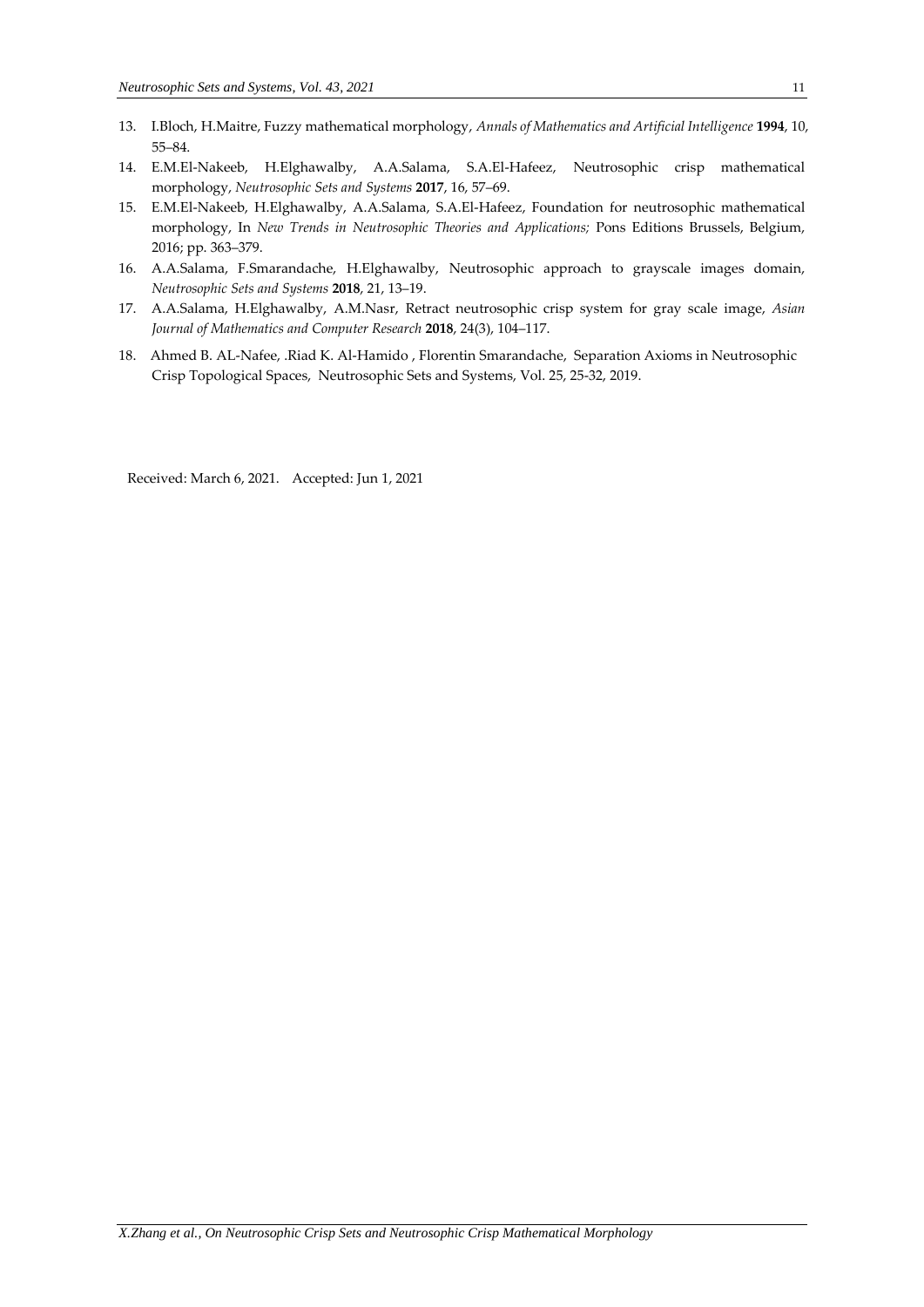13. I.Bloch, H.Maitre, Fuzzy mathematical morphology, *Annals of Mathematics and Artificial Intelligence* **1994**, 10, 55–84.
14. E.M.El-Nakeeb, H.Elghawalby, A.A.Salama, S.A.El-Hafeez, Neutrosophic crisp mathematical morphology, *Neutrosophic Sets and Systems* **2017**, 16, 57–69.
15. E.M.El-Nakeeb, H.Elghawalby, A.A.Salama, S.A.El-Hafeez, Foundation for neutrosophic mathematical morphology, In *New Trends in Neutrosophic Theories and Applications;* Pons Editions Brussels, Belgium, 2016; pp. 363–379.
16. A.A.Salama, F.Smarandache, H.Elghawalby, Neutrosophic approach to grayscale images domain, *Neutrosophic Sets and Systems* **2018**, 21, 13–19.
17. A.A.Salama, H.Elghawalby, A.M.Nasr, Retract neutrosophic crisp system for gray scale image, *Asian Journal of Mathematics and Computer Research* **2018**, 24(3), 104–117.
18. Ahmed B. AL-Nafee, .Riad K. Al-Hamido , Florentin Smarandache, Separation Axioms in Neutrosophic Crisp Topological Spaces, Neutrosophic Sets and Systems, Vol. 25, 25-32, 2019.

Received: March 6, 2021. Accepted: Jun 1, 2021